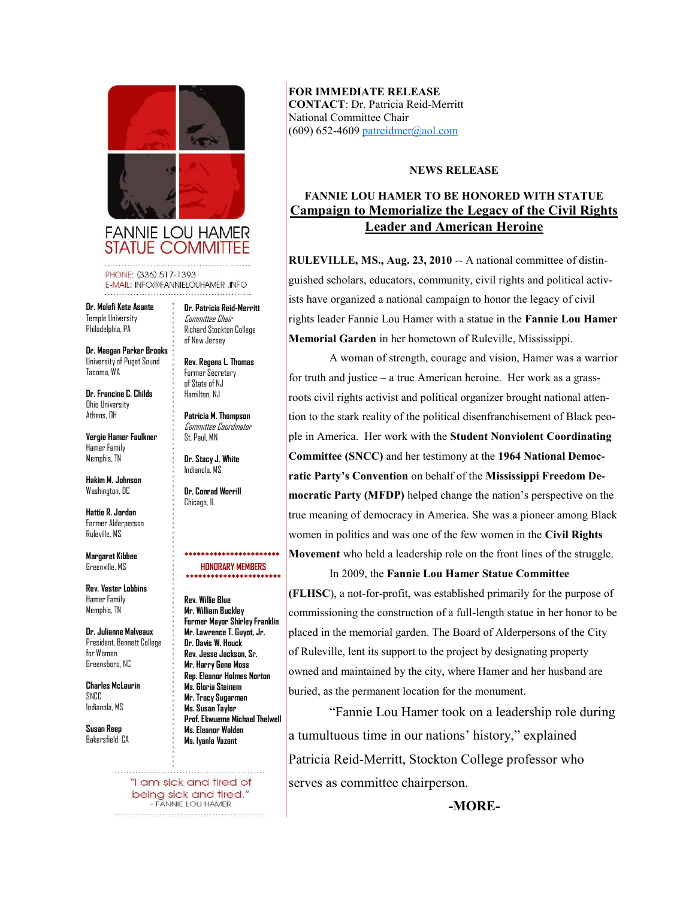FANNIE LOU HAMER STATUE COMMITTEE

PHONE: (336) 517-1393
E-MAIL: INFO@FANNIELOUHAMER.INFO

**Dr. Molefi Kete Asante**
Temple University
Philadelphia, PA

**Dr. Maegan Parker Brooks**
University of Puget Sound
Tacoma, WA

**Dr. Francine C. Childs**
Ohio University
Athens, OH

**Vergie Hamer Faulkner**
Hamer Family
Memphis, TN

**Hakim M. Johnson**
Washington, DC

**Hattie R. Jordan**
Former Alderperson
Ruleville, MS

**Margaret Kibbee**
Greenville, MS

**Rev. Vester Lobbins**
Hamer Family
Memphis, TN

**Dr. Julianne Malveaux**
President, Bennett College for Women
Greensboro, NC

**Charles McLaurin**
SNCC
Indianola, MS

**Susan Reep**
Bakersfield, CA

**Dr. Patricia Reid-Merritt**
*Committee Chair*
Richard Stockton College of New Jersey

**Rev. Regena L. Thomas**
Former Secretary of State of NJ
Hamilton, NJ

**Patricia M. Thompson**
*Committee Coordinator*
St. Paul, MN

**Dr. Stacy J. White**
Indianola, MS

**Dr. Conrad Worrill**
Chicago, IL

**HONORARY MEMBERS**

**Rev. Willie Blue**
**Mr. William Buckley**
**Former Mayor Shirley Franklin**
**Mr. Lawrence T. Guyot, Jr.**
**Dr. Davis W. Houck**
**Rev. Jesse Jackson, Sr.**
**Mr. Harry Gene Moss**
**Rep. Eleanor Holmes Norton**
**Ms. Gloria Steinem**
**Mr. Tracy Sugarman**
**Ms. Susan Taylor**
**Prof. Ekwueme Michael Thelwell**
**Ms. Eleanor Walden**
**Ms. Iyanla Vazant**

"I am sick and tired of being sick and tired."
- FANNIE LOU HAMER

**FOR IMMEDIATE RELEASE**
**CONTACT**: Dr. Patricia Reid-Merritt
National Committee Chair
(609) 652-4609 patreidmer@aol.com

**NEWS RELEASE**

## FANNIE LOU HAMER TO BE HONORED WITH STATUE

## Campaign to Memorialize the Legacy of the Civil Rights Leader and American Heroine

**RULEVILLE, MS., Aug. 23, 2010** -- A national committee of distinguished scholars, educators, community, civil rights and political activists have organized a national campaign to honor the legacy of civil rights leader Fannie Lou Hamer with a statue in the **Fannie Lou Hamer Memorial Garden** in her hometown of Ruleville, Mississippi.

A woman of strength, courage and vision, Hamer was a warrior for truth and justice – a true American heroine. Her work as a grassroots civil rights activist and political organizer brought national attention to the stark reality of the political disenfranchisement of Black people in America. Her work with the **Student Nonviolent Coordinating Committee (SNCC)** and her testimony at the **1964 National Democratic Party's Convention** on behalf of the **Mississippi Freedom Democratic Party (MFDP)** helped change the nation's perspective on the true meaning of democracy in America. She was a pioneer among Black women in politics and was one of the few women in the **Civil Rights Movement** who held a leadership role on the front lines of the struggle.

In 2009, the **Fannie Lou Hamer Statue Committee (FLHSC)**, a not-for-profit, was established primarily for the purpose of commissioning the construction of a full-length statue in her honor to be placed in the memorial garden. The Board of Alderpersons of the City of Ruleville, lent its support to the project by designating property owned and maintained by the city, where Hamer and her husband are buried, as the permanent location for the monument.

"Fannie Lou Hamer took on a leadership role during a tumultuous time in our nations' history," explained Patricia Reid-Merritt, Stockton College professor who serves as committee chairperson.

**-MORE-**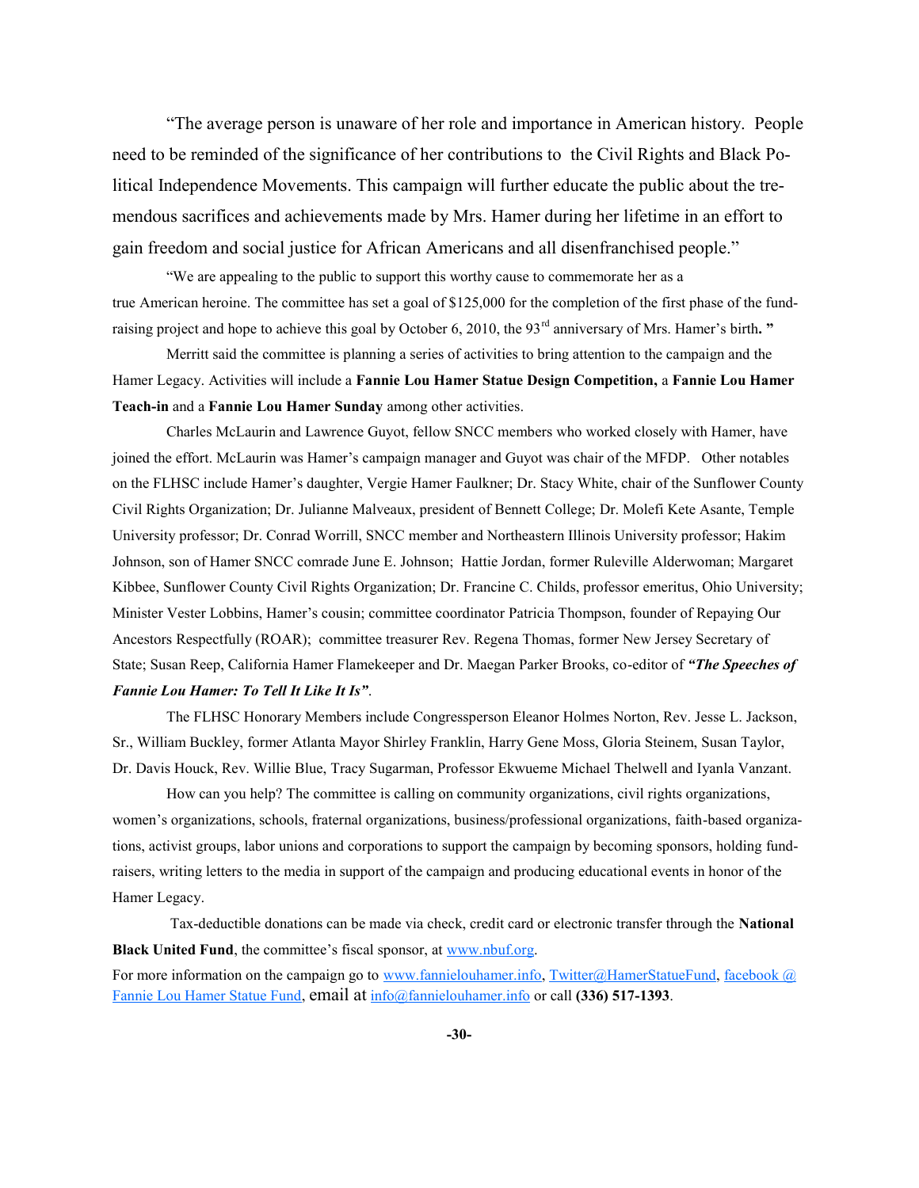"The average person is unaware of her role and importance in American history. People need to be reminded of the significance of her contributions to the Civil Rights and Black Political Independence Movements. This campaign will further educate the public about the tremendous sacrifices and achievements made by Mrs. Hamer during her lifetime in an effort to gain freedom and social justice for African Americans and all disenfranchised people."

"We are appealing to the public to support this worthy cause to commemorate her as a true American heroine. The committee has set a goal of $125,000 for the completion of the first phase of the fundraising project and hope to achieve this goal by October 6, 2010, the 93rd anniversary of Mrs. Hamer's birth**. "**

Merritt said the committee is planning a series of activities to bring attention to the campaign and the Hamer Legacy. Activities will include a **Fannie Lou Hamer Statue Design Competition,** a **Fannie Lou Hamer Teach-in** and a **Fannie Lou Hamer Sunday** among other activities.

Charles McLaurin and Lawrence Guyot, fellow SNCC members who worked closely with Hamer, have joined the effort. McLaurin was Hamer's campaign manager and Guyot was chair of the MFDP. Other notables on the FLHSC include Hamer's daughter, Vergie Hamer Faulkner; Dr. Stacy White, chair of the Sunflower County Civil Rights Organization; Dr. Julianne Malveaux, president of Bennett College; Dr. Molefi Kete Asante, Temple University professor; Dr. Conrad Worrill, SNCC member and Northeastern Illinois University professor; Hakim Johnson, son of Hamer SNCC comrade June E. Johnson; Hattie Jordan, former Ruleville Alderwoman; Margaret Kibbee, Sunflower County Civil Rights Organization; Dr. Francine C. Childs, professor emeritus, Ohio University; Minister Vester Lobbins, Hamer's cousin; committee coordinator Patricia Thompson, founder of Repaying Our Ancestors Respectfully (ROAR); committee treasurer Rev. Regena Thomas, former New Jersey Secretary of State; Susan Reep, California Hamer Flamekeeper and Dr. Maegan Parker Brooks, co-editor of ***"The Speeches of Fannie Lou Hamer: To Tell It Like It Is"***.

The FLHSC Honorary Members include Congressperson Eleanor Holmes Norton, Rev. Jesse L. Jackson, Sr., William Buckley, former Atlanta Mayor Shirley Franklin, Harry Gene Moss, Gloria Steinem, Susan Taylor, Dr. Davis Houck, Rev. Willie Blue, Tracy Sugarman, Professor Ekwueme Michael Thelwell and Iyanla Vanzant.

How can you help? The committee is calling on community organizations, civil rights organizations, women's organizations, schools, fraternal organizations, business/professional organizations, faith-based organizations, activist groups, labor unions and corporations to support the campaign by becoming sponsors, holding fundraisers, writing letters to the media in support of the campaign and producing educational events in honor of the Hamer Legacy.

Tax-deductible donations can be made via check, credit card or electronic transfer through the **National Black United Fund**, the committee's fiscal sponsor, at www.nbuf.org.

For more information on the campaign go to www.fannielouhamer.info, Twitter@HamerStatueFund, facebook @ Fannie Lou Hamer Statue Fund, email at info@fannielouhamer.info or call **(336) 517-1393**.

**-30-**